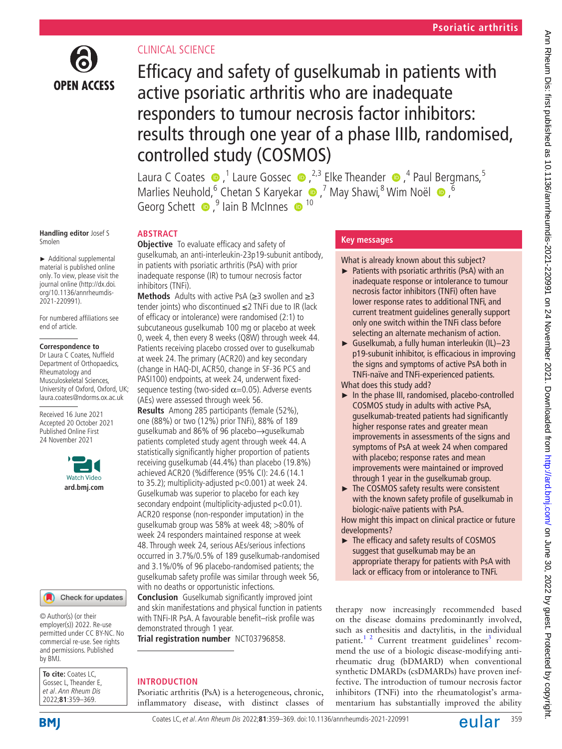CLINICAL SCIENCE

# Efficacy and safety of guselkumab in patients with active psoriatic arthritis who are inadequate responders to tumour necrosis factor inhibitors: results through one year of a phase IIIb, randomised, controlled study (COSMOS)

Laura C Coates,[1] Laure Gossec,[2,3] Elke Theander,[4] Paul Bergmans,[5] Marlies Neuhold,[6] Chetan S Karyekar,[7] May Shawi,[8] Wim Noël,[6] Georg Schett,[9] Iain B McInnes[10]

**Handling editor** Josef S Smolen

► Additional supplemental material is published online only. To view, please visit the journal online (http://dx.doi.org/10.1136/annrheumdis-2021-220991).

For numbered affiliations see end of article.

**Correspondence to**
Dr Laura C Coates, Nuffield Department of Orthopaedics, Rheumatology and Musculoskeletal Sciences, University of Oxford, Oxford, UK; laura.coates@ndorms.ox.ac.uk

Received 16 June 2021
Accepted 20 October 2021
Published Online First 24 November 2021

© Author(s) (or their employer(s)) 2022. Re-use permitted under CC BY-NC. No commercial re-use. See rights and permissions. Published by BMJ.

**To cite:** Coates LC, Gossec L, Theander E, *et al. Ann Rheum Dis* 2022;**81**:359–369.

## ABSTRACT

**Objective** To evaluate efficacy and safety of guselkumab, an anti-interleukin-23p19-subunit antibody, in patients with psoriatic arthritis (PsA) with prior inadequate response (IR) to tumour necrosis factor inhibitors (TNFi).

**Methods** Adults with active PsA (≥3 swollen and ≥3 tender joints) who discontinued ≤2 TNFi due to IR (lack of efficacy or intolerance) were randomised (2:1) to subcutaneous guselkumab 100 mg or placebo at week 0, week 4, then every 8 weeks (Q8W) through week 44. Patients receiving placebo crossed over to guselkumab at week 24. The primary (ACR20) and key secondary (change in HAQ-DI, ACR50, change in SF-36 PCS and PASI100) endpoints, at week 24, underwent fixed-sequence testing (two-sided $\alpha$=0.05). Adverse events (AEs) were assessed through week 56.

**Results** Among 285 participants (female (52%), one (88%) or two (12%) prior TNFi), 88% of 189 guselkumab and 86% of 96 placebo→guselkumab patients completed study agent through week 44. A statistically significantly higher proportion of patients receiving guselkumab (44.4%) than placebo (19.8%) achieved ACR20 (%difference (95% CI): 24.6 (14.1 to 35.2); multiplicity-adjusted p<0.001) at week 24. Guselkumab was superior to placebo for each key secondary endpoint (multiplicity-adjusted p<0.01). ACR20 response (non-responder imputation) in the guselkumab group was 58% at week 48; >80% of week 24 responders maintained response at week 48. Through week 24, serious AEs/serious infections occurred in 3.7%/0.5% of 189 guselkumab-randomised and 3.1%/0% of 96 placebo-randomised patients; the guselkumab safety profile was similar through week 56, with no deaths or opportunistic infections.

**Conclusion** Guselkumab significantly improved joint and skin manifestations and physical function in patients with TNFi-IR PsA. A favourable benefit–risk profile was demonstrated through 1 year.

**Trial registration number** NCT03796858.

## Key messages

What is already known about this subject?

- ► Patients with psoriatic arthritis (PsA) with an inadequate response or intolerance to tumour necrosis factor inhibitors (TNFi) often have lower response rates to additional TNFi, and current treatment guidelines generally support only one switch within the TNFi class before selecting an alternate mechanism of action.
- ► Guselkumab, a fully human interleukin (IL)–23 p19-subunit inhibitor, is efficacious in improving the signs and symptoms of active PsA both in TNFi-naïve and TNFi-experienced patients.

What does this study add?

- ► In the phase III, randomised, placebo-controlled COSMOS study in adults with active PsA, guselkumab-treated patients had significantly higher response rates and greater mean improvements in assessments of the signs and symptoms of PsA at week 24 when compared with placebo; response rates and mean improvements were maintained or improved through 1 year in the guselkumab group.
- ► The COSMOS safety results were consistent with the known safety profile of guselkumab in biologic-naïve patients with PsA.

How might this impact on clinical practice or future developments?

- ► The efficacy and safety results of COSMOS suggest that guselkumab may be an appropriate therapy for patients with PsA with lack or efficacy from or intolerance to TNFi.

## INTRODUCTION

Psoriatic arthritis (PsA) is a heterogeneous, chronic, inflammatory disease, with distinct classes of therapy now increasingly recommended based on the disease domains predominantly involved, such as enthesitis and dactylitis, in the individual patient.[1,2] Current treatment guidelines[3] recommend the use of a biologic disease-modifying antirheumatic drug (bDMARD) when conventional synthetic DMARDs (csDMARDs) have proven ineffective. The introduction of tumour necrosis factor inhibitors (TNFi) into the rheumatologist's armamentarium has substantially improved the ability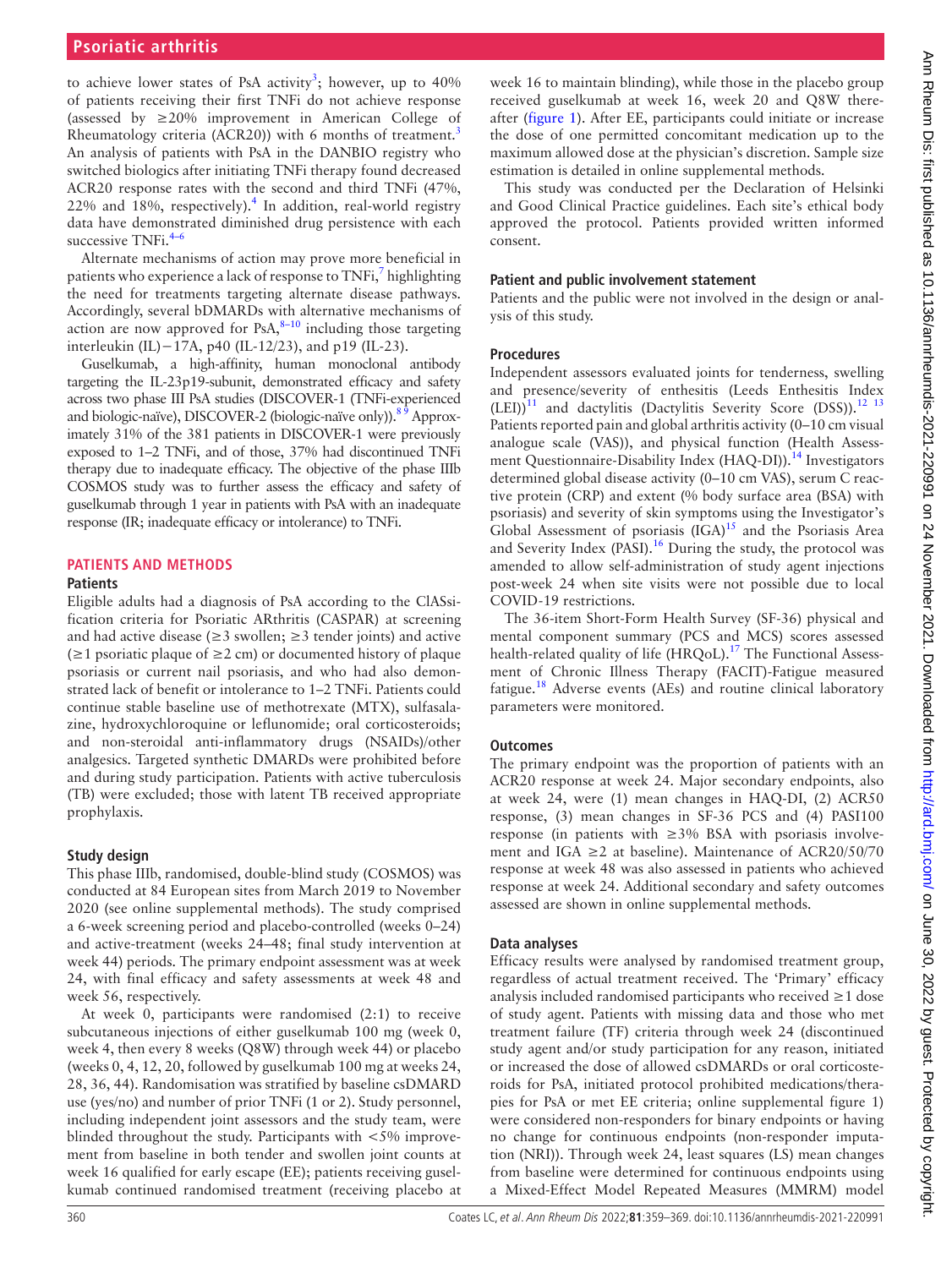to achieve lower states of PsA activity[3]; however, up to 40% of patients receiving their first TNFi do not achieve response (assessed by ≥20% improvement in American College of Rheumatology criteria (ACR20)) with 6 months of treatment.[3] An analysis of patients with PsA in the DANBIO registry who switched biologics after initiating TNFi therapy found decreased ACR20 response rates with the second and third TNFi (47%, 22% and 18%, respectively).[4] In addition, real-world registry data have demonstrated diminished drug persistence with each successive TNFi.[4–6]

Alternate mechanisms of action may prove more beneficial in patients who experience a lack of response to TNFi,[7] highlighting the need for treatments targeting alternate disease pathways. Accordingly, several bDMARDs with alternative mechanisms of action are now approved for PsA,[8–10] including those targeting interleukin (IL)−17A, p40 (IL-12/23), and p19 (IL-23).

Guselkumab, a high-affinity, human monoclonal antibody targeting the IL-23p19-subunit, demonstrated efficacy and safety across two phase III PsA studies (DISCOVER-1 (TNFi-experienced and biologic-naïve), DISCOVER-2 (biologic-naïve only)).[8 9] Approximately 31% of the 381 patients in DISCOVER-1 were previously exposed to 1–2 TNFi, and of those, 37% had discontinued TNFi therapy due to inadequate efficacy. The objective of the phase IIIb COSMOS study was to further assess the efficacy and safety of guselkumab through 1 year in patients with PsA with an inadequate response (IR; inadequate efficacy or intolerance) to TNFi.

## PATIENTS AND METHODS

### Patients

Eligible adults had a diagnosis of PsA according to the ClASsification criteria for Psoriatic ARthritis (CASPAR) at screening and had active disease (≥3 swollen; ≥3 tender joints) and active (≥1 psoriatic plaque of ≥2 cm) or documented history of plaque psoriasis or current nail psoriasis, and who had also demonstrated lack of benefit or intolerance to 1–2 TNFi. Patients could continue stable baseline use of methotrexate (MTX), sulfasalazine, hydroxychloroquine or leflunomide; oral corticosteroids; and non-steroidal anti-inflammatory drugs (NSAIDs)/other analgesics. Targeted synthetic DMARDs were prohibited before and during study participation. Patients with active tuberculosis (TB) were excluded; those with latent TB received appropriate prophylaxis.

### Study design

This phase IIIb, randomised, double-blind study (COSMOS) was conducted at 84 European sites from March 2019 to November 2020 (see online supplemental methods). The study comprised a 6-week screening period and placebo-controlled (weeks 0–24) and active-treatment (weeks 24–48; final study intervention at week 44) periods. The primary endpoint assessment was at week 24, with final efficacy and safety assessments at week 48 and week 56, respectively.

At week 0, participants were randomised (2:1) to receive subcutaneous injections of either guselkumab 100 mg (week 0, week 4, then every 8 weeks (Q8W) through week 44) or placebo (weeks 0, 4, 12, 20, followed by guselkumab 100 mg at weeks 24, 28, 36, 44). Randomisation was stratified by baseline csDMARD use (yes/no) and number of prior TNFi (1 or 2). Study personnel, including independent joint assessors and the study team, were blinded throughout the study. Participants with <5% improvement from baseline in both tender and swollen joint counts at week 16 qualified for early escape (EE); patients receiving guselkumab continued randomised treatment (receiving placebo at week 16 to maintain blinding), while those in the placebo group received guselkumab at week 16, week 20 and Q8W thereafter (figure 1). After EE, participants could initiate or increase the dose of one permitted concomitant medication up to the maximum allowed dose at the physician's discretion. Sample size estimation is detailed in online supplemental methods.

This study was conducted per the Declaration of Helsinki and Good Clinical Practice guidelines. Each site's ethical body approved the protocol. Patients provided written informed consent.

### Patient and public involvement statement

Patients and the public were not involved in the design or analysis of this study.

### Procedures

Independent assessors evaluated joints for tenderness, swelling and presence/severity of enthesitis (Leeds Enthesitis Index (LEI))[11] and dactylitis (Dactylitis Severity Score (DSS)).[12 13] Patients reported pain and global arthritis activity (0–10 cm visual analogue scale (VAS)), and physical function (Health Assessment Questionnaire-Disability Index (HAQ-DI)).[14] Investigators determined global disease activity (0–10 cm VAS), serum C reactive protein (CRP) and extent (% body surface area (BSA) with psoriasis) and severity of skin symptoms using the Investigator's Global Assessment of psoriasis (IGA)[15] and the Psoriasis Area and Severity Index (PASI).[16] During the study, the protocol was amended to allow self-administration of study agent injections post-week 24 when site visits were not possible due to local COVID-19 restrictions.

The 36-item Short-Form Health Survey (SF-36) physical and mental component summary (PCS and MCS) scores assessed health-related quality of life (HRQoL).[17] The Functional Assessment of Chronic Illness Therapy (FACIT)-Fatigue measured fatigue.[18] Adverse events (AEs) and routine clinical laboratory parameters were monitored.

### Outcomes

The primary endpoint was the proportion of patients with an ACR20 response at week 24. Major secondary endpoints, also at week 24, were (1) mean changes in HAQ-DI, (2) ACR50 response, (3) mean changes in SF-36 PCS and (4) PASI100 response (in patients with ≥3% BSA with psoriasis involvement and IGA ≥2 at baseline). Maintenance of ACR20/50/70 response at week 48 was also assessed in patients who achieved response at week 24. Additional secondary and safety outcomes assessed are shown in online supplemental methods.

### Data analyses

Efficacy results were analysed by randomised treatment group, regardless of actual treatment received. The 'Primary' efficacy analysis included randomised participants who received ≥1 dose of study agent. Patients with missing data and those who met treatment failure (TF) criteria through week 24 (discontinued study agent and/or study participation for any reason, initiated or increased the dose of allowed csDMARDs or oral corticosteroids for PsA, initiated protocol prohibited medications/therapies for PsA or met EE criteria; online supplemental figure 1) were considered non-responders for binary endpoints or having no change for continuous endpoints (non-responder imputation (NRI)). Through week 24, least squares (LS) mean changes from baseline were determined for continuous endpoints using a Mixed-Effect Model Repeated Measures (MMRM) model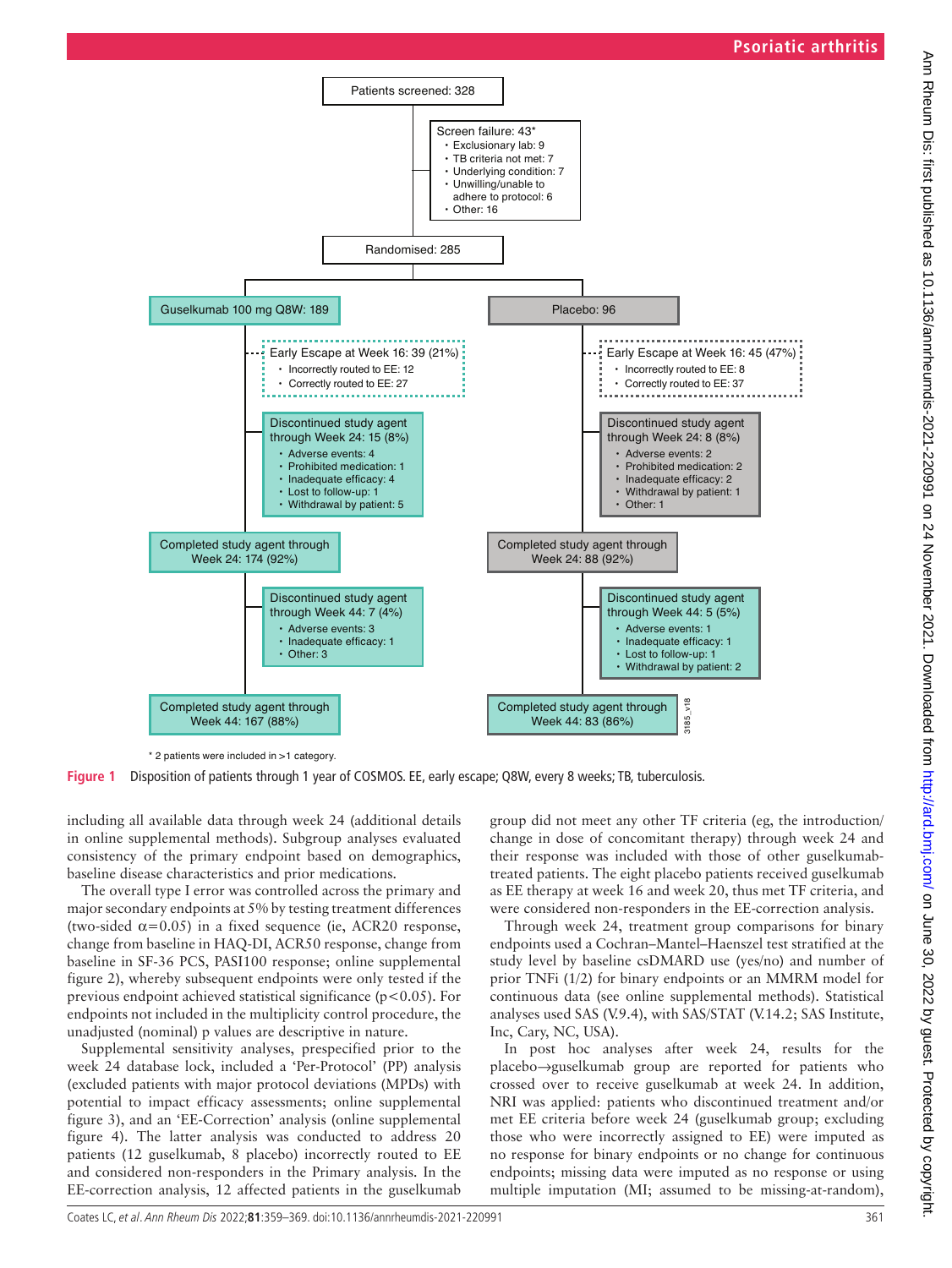Patients screened: 328

Screen failure: 43*
- Exclusionary lab: 9
- TB criteria not met: 7
- Underlying condition: 7
- Unwilling/unable to adhere to protocol: 6
- Other: 16

Randomised: 285

**Guselkumab 100 mg Q8W: 189**

Early Escape at Week 16: 39 (21%)
- Incorrectly routed to EE: 12
- Correctly routed to EE: 27

Discontinued study agent through Week 24: 15 (8%)
- Adverse events: 4
- Prohibited medication: 1
- Inadequate efficacy: 4
- Lost to follow-up: 1
- Withdrawal by patient: 5

Completed study agent through Week 24: 174 (92%)

Discontinued study agent through Week 44: 7 (4%)
- Adverse events: 3
- Inadequate efficacy: 1
- Other: 3

Completed study agent through Week 44: 167 (88%)

**Placebo: 96**

Early Escape at Week 16: 45 (47%)
- Incorrectly routed to EE: 8
- Correctly routed to EE: 37

Discontinued study agent through Week 24: 8 (8%)
- Adverse events: 2
- Prohibited medication: 2
- Inadequate efficacy: 2
- Withdrawal by patient: 1
- Other: 1

Completed study agent through Week 24: 88 (92%)

Discontinued study agent through Week 44: 5 (5%)
- Adverse events: 1
- Inadequate efficacy: 1
- Lost to follow-up: 1
- Withdrawal by patient: 2

Completed study agent through Week 44: 83 (86%)

\* 2 patients were included in >1 category.

**Figure 1** Disposition of patients through 1 year of COSMOS. EE, early escape; Q8W, every 8 weeks; TB, tuberculosis.

including all available data through week 24 (additional details in online supplemental methods). Subgroup analyses evaluated consistency of the primary endpoint based on demographics, baseline disease characteristics and prior medications.

The overall type I error was controlled across the primary and major secondary endpoints at 5% by testing treatment differences (two-sided $\alpha=0.05$) in a fixed sequence (ie, ACR20 response, change from baseline in HAQ-DI, ACR50 response, change from baseline in SF-36 PCS, PASI100 response; online supplemental figure 2), whereby subsequent endpoints were only tested if the previous endpoint achieved statistical significance ($p<0.05$). For endpoints not included in the multiplicity control procedure, the unadjusted (nominal) p values are descriptive in nature.

Supplemental sensitivity analyses, prespecified prior to the week 24 database lock, included a 'Per-Protocol' (PP) analysis (excluded patients with major protocol deviations (MPDs) with potential to impact efficacy assessments; online supplemental figure 3), and an 'EE-Correction' analysis (online supplemental figure 4). The latter analysis was conducted to address 20 patients (12 guselkumab, 8 placebo) incorrectly routed to EE and considered non-responders in the Primary analysis. In the EE-Correction analysis, 12 affected patients in the guselkumab group did not meet any other TF criteria (eg, the introduction/change in dose of concomitant therapy) through week 24 and their response was included with those of other guselkumab-treated patients. The eight placebo patients received guselkumab as EE therapy at week 16 and week 20, thus met TF criteria, and were considered non-responders in the EE-correction analysis.

Through week 24, treatment group comparisons for binary endpoints used a Cochran–Mantel–Haenszel test stratified at the study level by baseline csDMARD use (yes/no) and number of prior TNFi (1/2) for binary endpoints or an MMRM model for continuous data (see online supplemental methods). Statistical analyses used SAS (V.9.4), with SAS/STAT (V.14.2; SAS Institute, Inc, Cary, NC, USA).

In post hoc analyses after week 24, results for the placebo→guselkumab group are reported for patients who crossed over to receive guselkumab at week 24. In addition, NRI was applied: patients who discontinued treatment and/or met EE criteria before week 24 (guselkumab group; excluding those who were incorrectly assigned to EE) were imputed as no response for binary endpoints or no change for continuous endpoints; missing data were imputed as no response or using multiple imputation (MI; assumed to be missing-at-random),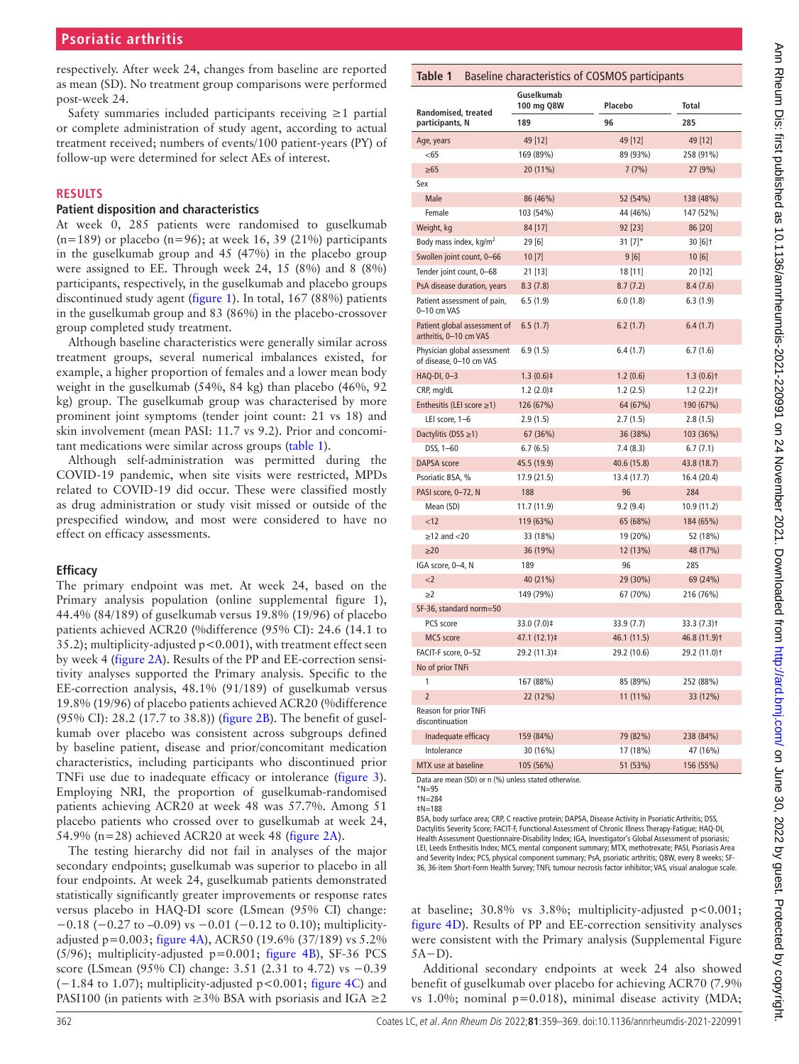respectively. After week 24, changes from baseline are reported as mean (SD). No treatment group comparisons were performed post-week 24.

Safety summaries included participants receiving ≥1 partial or complete administration of study agent, according to actual treatment received; numbers of events/100 patient-years (PY) of follow-up were determined for select AEs of interest.

## RESULTS

### Patient disposition and characteristics

At week 0, 285 patients were randomised to guselkumab (n=189) or placebo (n=96); at week 16, 39 (21%) participants in the guselkumab group and 45 (47%) in the placebo group were assigned to EE. Through week 24, 15 (8%) and 8 (8%) participants, respectively, in the guselkumab and placebo groups discontinued study agent (figure 1). In total, 167 (88%) patients in the guselkumab group and 83 (86%) in the placebo-crossover group completed study treatment.

Although baseline characteristics were generally similar across treatment groups, several numerical imbalances existed, for example, a higher proportion of females and a lower mean body weight in the guselkumab (54%, 84 kg) than placebo (46%, 92 kg) group. The guselkumab group was characterised by more prominent joint symptoms (tender joint count: 21 vs 18) and skin involvement (mean PASI: 11.7 vs 9.2). Prior and concomitant medications were similar across groups (table 1).

Although self-administration was permitted during the COVID-19 pandemic, when site visits were restricted, MPDs related to COVID-19 did occur. These were classified mostly as drug administration or study visit missed or outside of the prespecified window, and most were considered to have no effect on efficacy assessments.

### Efficacy

The primary endpoint was met. At week 24, based on the Primary analysis population (online supplemental figure 1), 44.4% (84/189) of guselkumab versus 19.8% (19/96) of placebo patients achieved ACR20 (%difference (95% CI): 24.6 (14.1 to 35.2); multiplicity-adjusted p<0.001), with treatment effect seen by week 4 (figure 2A). Results of the PP and EE-correction sensitivity analyses supported the Primary analysis. Specific to the EE-correction analysis, 48.1% (91/189) of guselkumab versus 19.8% (19/96) of placebo patients achieved ACR20 (%difference (95% CI): 28.2 (17.7 to 38.8)) (figure 2B). The benefit of guselkumab over placebo was consistent across subgroups defined by baseline patient, disease and prior/concomitant medication characteristics, including participants who discontinued prior TNFi use due to inadequate efficacy or intolerance (figure 3). Employing NRI, the proportion of guselkumab-randomised patients achieving ACR20 at week 48 was 57.7%. Among 51 placebo patients who crossed over to guselkumab at week 24, 54.9% (n=28) achieved ACR20 at week 48 (figure 2A).

The testing hierarchy did not fail in analyses of the major secondary endpoints; guselkumab was superior to placebo in all four endpoints. At week 24, guselkumab patients demonstrated statistically significantly greater improvements or response rates versus placebo in HAQ-DI score (LSmean (95% CI) change: −0.18 (−0.27 to −0.09) vs −0.01 (−0.12 to 0.10); multiplicity-adjusted p=0.003; figure 4A), ACR50 (19.6% (37/189) vs 5.2% (5/96); multiplicity-adjusted p=0.001; figure 4B), SF-36 PCS score (LSmean (95% CI) change: 3.51 (2.31 to 4.72) vs −0.39 (−1.84 to 1.07); multiplicity-adjusted p<0.001; figure 4C) and PASI100 (in patients with ≥3% BSA with psoriasis and IGA ≥2 at baseline; 30.8% vs 3.8%; multiplicity-adjusted p<0.001; figure 4D). Results of PP and EE-correction sensitivity analyses were consistent with the Primary analysis (Supplemental Figure 5A−D).

Additional secondary endpoints at week 24 also showed benefit of guselkumab over placebo for achieving ACR70 (7.9% vs 1.0%; nominal p=0.018), minimal disease activity (MDA;

**Table 1** Baseline characteristics of COSMOS participants

| Randomised, treated participants, N | Guselkumab 100 mg Q8W 189 | Placebo 96 | Total 285 |
|---|---|---|---|
| Age, years | 49 [12] | 49 [12] | 49 [12] |
| <65 | 169 (89%) | 89 (93%) | 258 (91%) |
| ≥65 | 20 (11%) | 7 (7%) | 27 (9%) |
| Sex | | | |
| Male | 86 (46%) | 52 (54%) | 138 (48%) |
| Female | 103 (54%) | 44 (46%) | 147 (52%) |
| Weight, kg | 84 [17] | 92 [23] | 86 [20] |
| Body mass index, kg/m$^2$ | 29 [6] | 31 [7]* | 30 [6]† |
| Swollen joint count, 0–66 | 10 [7] | 9 [6] | 10 [6] |
| Tender joint count, 0–68 | 21 [13] | 18 [11] | 20 [12] |
| PsA disease duration, years | 8.3 (7.8) | 8.7 (7.2) | 8.4 (7.6) |
| Patient assessment of pain, 0–10 cm VAS | 6.5 (1.9) | 6.0 (1.8) | 6.3 (1.9) |
| Patient global assessment of arthritis, 0–10 cm VAS | 6.5 (1.7) | 6.2 (1.7) | 6.4 (1.7) |
| Physician global assessment of disease, 0–10 cm VAS | 6.9 (1.5) | 6.4 (1.7) | 6.7 (1.6) |
| HAQ-DI, 0–3 | 1.3 (0.6)‡ | 1.2 (0.6) | 1.3 (0.6)† |
| CRP, mg/dL | 1.2 (2.0)‡ | 1.2 (2.5) | 1.2 (2.2)† |
| Enthesitis (LEI score ≥1) | 126 (67%) | 64 (67%) | 190 (67%) |
| LEI score, 1–6 | 2.9 (1.5) | 2.7 (1.5) | 2.8 (1.5) |
| Dactylitis (DSS ≥1) | 67 (36%) | 36 (38%) | 103 (36%) |
| DSS, 1–60 | 6.7 (6.5) | 7.4 (8.3) | 6.7 (7.1) |
| DAPSA score | 45.5 (19.9) | 40.6 (15.8) | 43.8 (18.7) |
| Psoriatic BSA, % | 17.9 (21.5) | 13.4 (17.7) | 16.4 (20.4) |
| PASI score, 0–72, N | 188 | 96 | 284 |
| Mean (SD) | 11.7 (11.9) | 9.2 (9.4) | 10.9 (11.2) |
| <12 | 119 (63%) | 65 (68%) | 184 (65%) |
| ≥12 and <20 | 33 (18%) | 19 (20%) | 52 (18%) |
| ≥20 | 36 (19%) | 12 (13%) | 48 (17%) |
| IGA score, 0–4, N | 189 | 96 | 285 |
| <2 | 40 (21%) | 29 (30%) | 69 (24%) |
| ≥2 | 149 (79%) | 67 (70%) | 216 (76%) |
| SF-36, standard norm=50 | | | |
| PCS score | 33.0 (7.0)‡ | 33.9 (7.7) | 33.3 (7.3)† |
| MCS score | 47.1 (12.1)‡ | 46.1 (11.5) | 46.8 (11.9)† |
| FACIT-F score, 0–52 | 29.2 (11.3)‡ | 29.2 (10.6) | 29.2 (11.0)† |
| No of prior TNFi | | | |
| 1 | 167 (88%) | 85 (89%) | 252 (88%) |
| 2 | 22 (12%) | 11 (11%) | 33 (12%) |
| Reason for prior TNFi discontinuation | | | |
| Inadequate efficacy | 159 (84%) | 79 (82%) | 238 (84%) |
| Intolerance | 30 (16%) | 17 (18%) | 47 (16%) |
| MTX use at baseline | 105 (56%) | 51 (53%) | 156 (55%) |

Data are mean (SD) or n (%) unless stated otherwise.
*N=95
†N=284
‡N=188
BSA, body surface area; CRP, C reactive protein; DAPSA, Disease Activity in Psoriatic Arthritis; DSS, Dactylitis Severity Score; FACIT-F, Functional Assessment of Chronic Illness Therapy-Fatigue; HAQ-DI, Health Assessment Questionnaire-Disability Index; IGA, Investigator's Global Assessment of psoriasis; LEI, Leeds Enthesitis Index; MCS, mental component summary; MTX, methotrexate; PASI, Psoriasis Area and Severity Index; PCS, physical component summary; PsA, psoriatic arthritis; Q8W, every 8 weeks; SF-36, 36-item Short-Form Health Survey; TNFi, tumour necrosis factor inhibitor; VAS, visual analogue scale.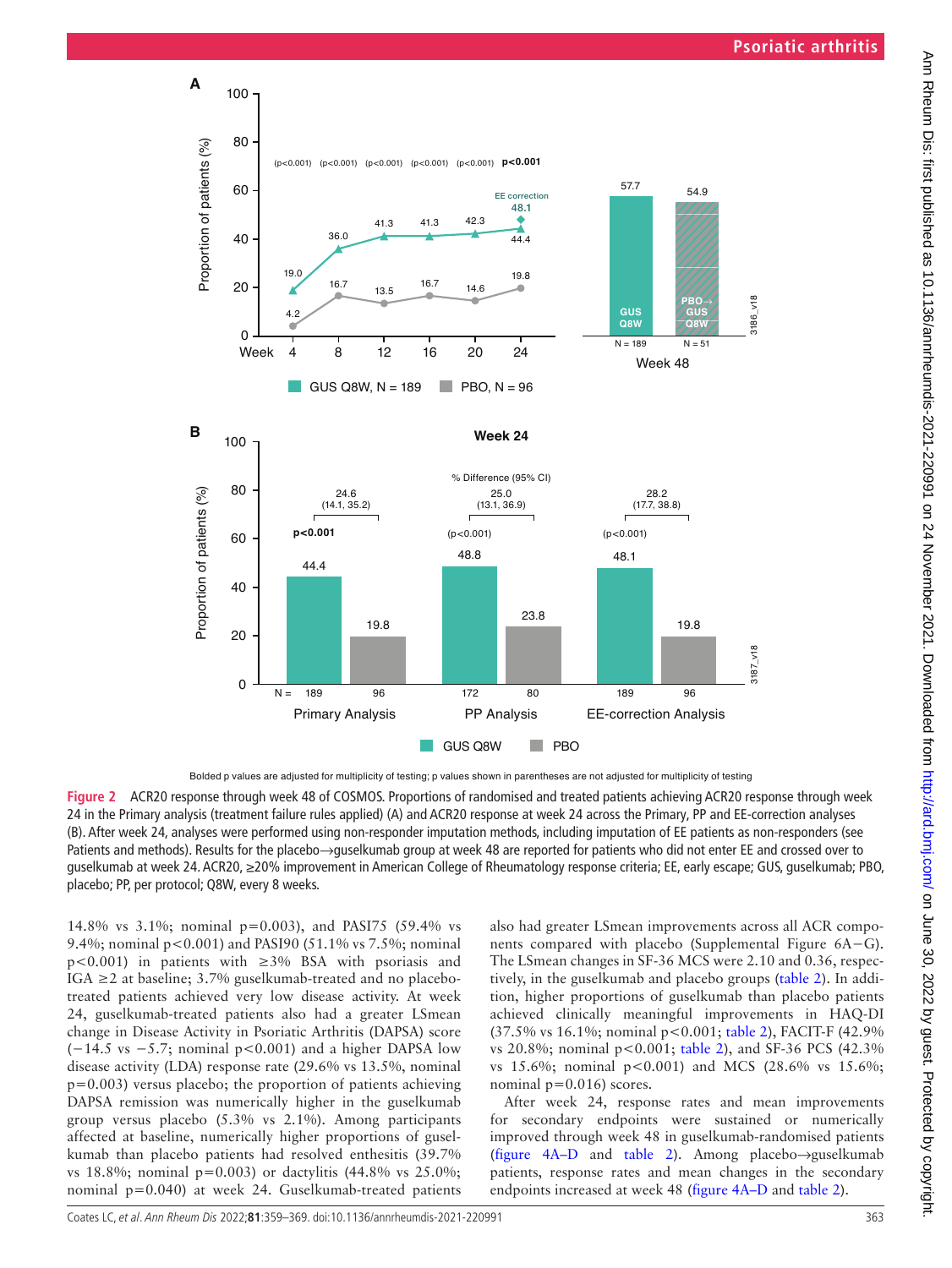Bolded p values are adjusted for multiplicity of testing; p values shown in parentheses are not adjusted for multiplicity of testing

**Figure 2** ACR20 response through week 48 of COSMOS. Proportions of randomised and treated patients achieving ACR20 response through week 24 in the Primary analysis (treatment failure rules applied) (A) and ACR20 response at week 24 across the Primary, PP and EE-correction analyses (B). After week 24, analyses were performed using non-responder imputation methods, including imputation of EE patients as non-responders (see Patients and methods). Results for the placebo→guselkumab group at week 48 are reported for patients who did not enter EE and crossed over to guselkumab at week 24. ACR20, ≥20% improvement in American College of Rheumatology response criteria; EE, early escape; GUS, guselkumab; PBO, placebo; PP, per protocol; Q8W, every 8 weeks.

14.8% vs 3.1%; nominal p=0.003), and PASI75 (59.4% vs 9.4%; nominal p<0.001) and PASI90 (51.1% vs 7.5%; nominal p<0.001) in patients with ≥3% BSA with psoriasis and IGA ≥2 at baseline; 3.7% guselkumab-treated and no placebo-treated patients achieved very low disease activity. At week 24, guselkumab-treated patients also had a greater LSmean change in Disease Activity in Psoriatic Arthritis (DAPSA) score (−14.5 vs −5.7; nominal p<0.001) and a higher DAPSA low disease activity (LDA) response rate (29.6% vs 13.5%, nominal p=0.003) versus placebo; the proportion of patients achieving DAPSA remission was numerically higher in the guselkumab group versus placebo (5.3% vs 2.1%). Among participants affected at baseline, numerically higher proportions of guselkumab than placebo patients had resolved enthesitis (39.7% vs 18.8%; nominal p=0.003) or dactylitis (44.8% vs 25.0%; nominal p=0.040) at week 24. Guselkumab-treated patients also had greater LSmean improvements across all ACR components compared with placebo (Supplemental Figure 6A–G). The LSmean changes in SF-36 MCS were 2.10 and 0.36, respectively, in the guselkumab and placebo groups (table 2). In addition, higher proportions of guselkumab than placebo patients achieved clinically meaningful improvements in HAQ-DI (37.5% vs 16.1%; nominal p<0.001; table 2), FACIT-F (42.9% vs 20.8%; nominal p<0.001; table 2), and SF-36 PCS (42.3% vs 15.6%; nominal p<0.001) and MCS (28.6% vs 15.6%; nominal p=0.016) scores.

After week 24, response rates and mean improvements for secondary endpoints were sustained or numerically improved through week 48 in guselkumab-randomised patients (figure 4A–D and table 2). Among placebo→guselkumab patients, response rates and mean changes in the secondary endpoints increased at week 48 (figure 4A–D and table 2).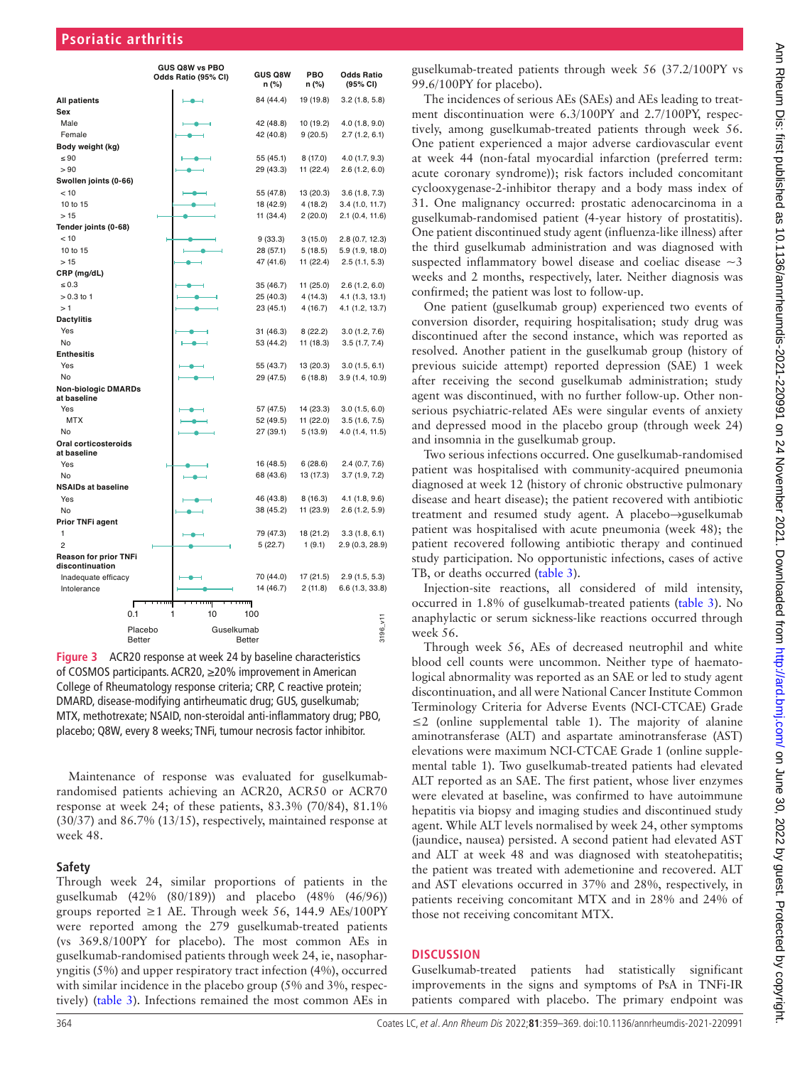| | GUS Q8W n (%) | PBO n (%) | Odds Ratio (95% CI) |
|---|---|---|---|
| **All patients** | 84 (44.4) | 19 (19.8) | 3.2 (1.8, 5.8) |
| **Sex** | | | |
| Male | 42 (48.8) | 10 (19.2) | 4.0 (1.8, 9.0) |
| Female | 42 (40.8) | 9 (20.5) | 2.7 (1.2, 6.1) |
| **Body weight (kg)** | | | |
| ≤ 90 | 55 (45.1) | 8 (17.0) | 4.0 (1.7, 9.3) |
| > 90 | 29 (43.3) | 11 (22.4) | 2.6 (1.2, 6.0) |
| **Swollen joints (0-66)** | | | |
| < 10 | 55 (47.8) | 13 (20.3) | 3.6 (1.8, 7.3) |
| 10 to 15 | 18 (42.9) | 4 (18.2) | 3.4 (1.0, 11.7) |
| > 15 | 11 (34.4) | 2 (20.0) | 2.1 (0.4, 11.6) |
| **Tender joints (0-68)** | | | |
| < 10 | 9 (33.3) | 3 (15.0) | 2.8 (0.7, 12.3) |
| 10 to 15 | 28 (57.1) | 5 (18.5) | 5.9 (1.9, 18.0) |
| > 15 | 47 (41.6) | 11 (22.4) | 2.5 (1.1, 5.3) |
| **CRP (mg/dL)** | | | |
| ≤ 0.3 | 35 (46.7) | 11 (25.0) | 2.6 (1.2, 6.0) |
| > 0.3 to 1 | 25 (40.3) | 4 (14.3) | 4.1 (1.3, 13.1) |
| > 1 | 23 (45.1) | 4 (16.7) | 4.1 (1.2, 13.7) |
| **Dactylitis** | | | |
| Yes | 31 (46.3) | 8 (22.2) | 3.0 (1.2, 7.6) |
| No | 53 (44.2) | 11 (18.3) | 3.5 (1.7, 7.4) |
| **Enthesitis** | | | |
| Yes | 55 (43.7) | 13 (20.3) | 3.0 (1.5, 6.1) |
| No | 29 (47.5) | 6 (18.8) | 3.9 (1.4, 10.9) |
| **Non-biologic DMARDs at baseline** | | | |
| Yes | 57 (47.5) | 14 (23.3) | 3.0 (1.5, 6.0) |
| MTX | 52 (49.5) | 11 (22.0) | 3.5 (1.6, 7.5) |
| No | 27 (39.1) | 5 (13.9) | 4.0 (1.4, 11.5) |
| **Oral corticosteroids at baseline** | | | |
| Yes | 16 (48.5) | 6 (28.6) | 2.4 (0.7, 7.6) |
| No | 68 (43.6) | 13 (17.3) | 3.7 (1.9, 7.2) |
| **NSAIDs at baseline** | | | |
| Yes | 46 (43.8) | 8 (16.3) | 4.1 (1.8, 9.6) |
| No | 38 (45.2) | 11 (23.9) | 2.6 (1.2, 5.9) |
| **Prior TNFi agent** | | | |
| 1 | 79 (47.3) | 18 (21.2) | 3.3 (1.8, 6.1) |
| 2 | 5 (22.7) | 1 (9.1) | 2.9 (0.3, 28.9) |
| **Reason for prior TNFi discontinuation** | | | |
| Inadequate efficacy | 70 (44.0) | 17 (21.5) | 2.9 (1.5, 5.3) |
| Intolerance | 14 (46.7) | 2 (11.8) | 6.6 (1.3, 33.8) |

GUS Q8W vs PBO Odds Ratio (95% CI); axis 0.1, 1, 10, 100; Placebo Better / Guselkumab Better

**Figure 3** ACR20 response at week 24 by baseline characteristics of COSMOS participants. ACR20, ≥20% improvement in American College of Rheumatology response criteria; CRP, C reactive protein; DMARD, disease-modifying antirheumatic drug; GUS, guselkumab; MTX, methotrexate; NSAID, non-steroidal anti-inflammatory drug; PBO, placebo; Q8W, every 8 weeks; TNFi, tumour necrosis factor inhibitor.

Maintenance of response was evaluated for guselkumab-randomised patients achieving an ACR20, ACR50 or ACR70 response at week 24; of these patients, 83.3% (70/84), 81.1% (30/37) and 86.7% (13/15), respectively, maintained response at week 48.

## Safety

Through week 24, similar proportions of patients in the guselkumab (42% (80/189)) and placebo (48% (46/96)) groups reported ≥1 AE. Through week 56, 144.9 AEs/100PY were reported among the 279 guselkumab-treated patients (vs 369.8/100PY for placebo). The most common AEs in guselkumab-randomised patients through week 24, ie, nasopharyngitis (5%) and upper respiratory tract infection (4%), occurred with similar incidence in the placebo group (5% and 3%, respectively) (table 3). Infections remained the most common AEs in guselkumab-treated patients through week 56 (37.2/100PY vs 99.6/100PY for placebo).

The incidences of serious AEs (SAEs) and AEs leading to treatment discontinuation were 6.3/100PY and 2.7/100PY, respectively, among guselkumab-treated patients through week 56. One patient experienced a major adverse cardiovascular event at week 44 (non-fatal myocardial infarction (preferred term: acute coronary syndrome)); risk factors included concomitant cyclooxygenase-2-inhibitor therapy and a body mass index of 31. One malignancy occurred: prostatic adenocarcinoma in a guselkumab-randomised patient (4-year history of prostatitis). One patient discontinued study agent (influenza-like illness) after the third guselkumab administration and was diagnosed with suspected inflammatory bowel disease and coeliac disease ~3 weeks and 2 months, respectively, later. Neither diagnosis was confirmed; the patient was lost to follow-up.

One patient (guselkumab group) experienced two events of conversion disorder, requiring hospitalisation; study drug was discontinued after the second instance, which was reported as resolved. Another patient in the guselkumab group (history of previous suicide attempt) reported depression (SAE) 1 week after receiving the second guselkumab administration; study agent was discontinued, with no further follow-up. Other non-serious psychiatric-related AEs were singular events of anxiety and depressed mood in the placebo group (through week 24) and insomnia in the guselkumab group.

Two serious infections occurred. One guselkumab-randomised patient was hospitalised with community-acquired pneumonia diagnosed at week 12 (history of chronic obstructive pulmonary disease and heart disease); the patient recovered with antibiotic treatment and resumed study agent. A placebo→guselkumab patient was hospitalised with acute pneumonia (week 48); the patient recovered following antibiotic therapy and continued study participation. No opportunistic infections, cases of active TB, or deaths occurred (table 3).

Injection-site reactions, all considered of mild intensity, occurred in 1.8% of guselkumab-treated patients (table 3). No anaphylactic or serum sickness-like reactions occurred through week 56.

Through week 56, AEs of decreased neutrophil and white blood cell counts were uncommon. Neither type of haematological abnormality was reported as an SAE or led to study agent discontinuation, and all were National Cancer Institute Common Terminology Criteria for Adverse Events (NCI-CTCAE) Grade ≤2 (online supplemental table 1). The majority of alanine aminotransferase (ALT) and aspartate aminotransferase (AST) elevations were maximum NCI-CTCAE Grade 1 (online supplemental table 1). Two guselkumab-treated patients had elevated ALT reported as an SAE. The first patient, whose liver enzymes were elevated at baseline, was confirmed to have autoimmune hepatitis via biopsy and imaging studies and discontinued study agent. While ALT levels normalised by week 24, other symptoms (jaundice, nausea) persisted. A second patient had elevated AST and ALT at week 48 and was diagnosed with steatohepatitis; the patient was treated with ademetionine and recovered. ALT and AST elevations occurred in 37% and 28%, respectively, in patients receiving concomitant MTX and in 28% and 24% of those not receiving concomitant MTX.

## DISCUSSION

Guselkumab-treated patients had statistically significant improvements in the signs and symptoms of PsA in TNFi-IR patients compared with placebo. The primary endpoint was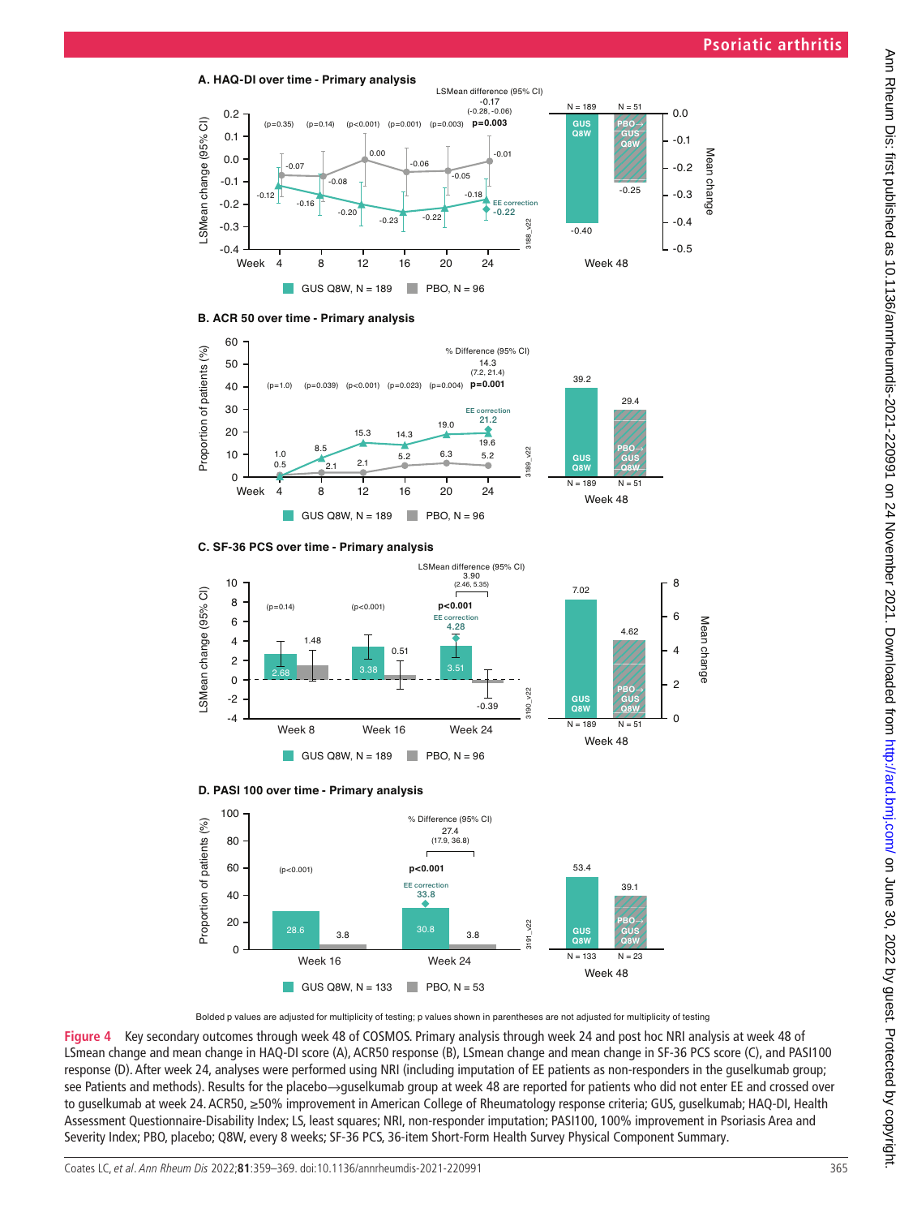**A. HAQ-DI over time - Primary analysis**

**B. ACR 50 over time - Primary analysis**

**C. SF-36 PCS over time - Primary analysis**

**D. PASI 100 over time - Primary analysis**

Bolded p values are adjusted for multiplicity of testing; p values shown in parentheses are not adjusted for multiplicity of testing

**Figure 4** Key secondary outcomes through week 48 of COSMOS. Primary analysis through week 24 and post hoc NRI analysis at week 48 of LSmean change and mean change in HAQ-DI score (A), ACR50 response (B), LSmean change and mean change in SF-36 PCS score (C), and PASI100 response (D). After week 24, analyses were performed using NRI (including imputation of EE patients as non-responders in the guselkumab group; see Patients and methods). Results for the placebo→guselkumab group at week 48 are reported for patients who did not enter EE and crossed over to guselkumab at week 24. ACR50, ≥50% improvement in American College of Rheumatology response criteria; GUS, guselkumab; HAQ-DI, Health Assessment Questionnaire-Disability Index; LS, least squares; NRI, non-responder imputation; PASI100, 100% improvement in Psoriasis Area and Severity Index; PBO, placebo; Q8W, every 8 weeks; SF-36 PCS, 36-item Short-Form Health Survey Physical Component Summary.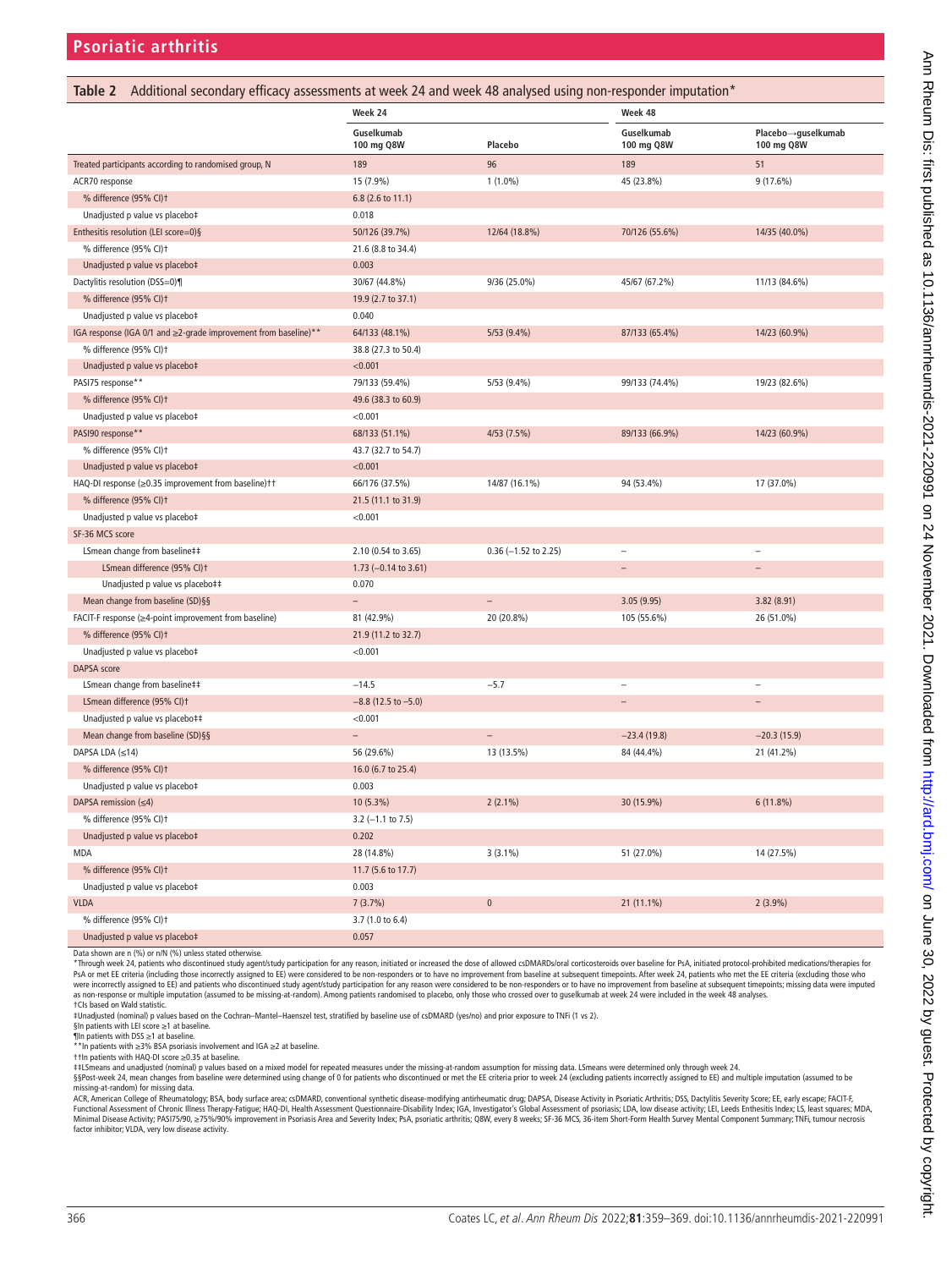**Table 2** Additional secondary efficacy assessments at week 24 and week 48 analysed using non-responder imputation*

| | Week 24 | | Week 48 | |
|---|---|---|---|---|
| | Guselkumab 100 mg Q8W | Placebo | Guselkumab 100 mg Q8W | Placebo→guselkumab 100 mg Q8W |
| Treated participants according to randomised group, N | 189 | 96 | 189 | 51 |
| ACR70 response | 15 (7.9%) | 1 (1.0%) | 45 (23.8%) | 9 (17.6%) |
| % difference (95% CI)† | 6.8 (2.6 to 11.1) | | | |
| Unadjusted p value vs placebo‡ | 0.018 | | | |
| Enthesitis resolution (LEI score=0)§ | 50/126 (39.7%) | 12/64 (18.8%) | 70/126 (55.6%) | 14/35 (40.0%) |
| % difference (95% CI)† | 21.6 (8.8 to 34.4) | | | |
| Unadjusted p value vs placebo‡ | 0.003 | | | |
| Dactylitis resolution (DSS=0)¶ | 30/67 (44.8%) | 9/36 (25.0%) | 45/67 (67.2%) | 11/13 (84.6%) |
| % difference (95% CI)† | 19.9 (2.7 to 37.1) | | | |
| Unadjusted p value vs placebo‡ | 0.040 | | | |
| IGA response (IGA 0/1 and ≥2-grade improvement from baseline)** | 64/133 (48.1%) | 5/53 (9.4%) | 87/133 (65.4%) | 14/23 (60.9%) |
| % difference (95% CI)† | 38.8 (27.3 to 50.4) | | | |
| Unadjusted p value vs placebo‡ | <0.001 | | | |
| PASI75 response** | 79/133 (59.4%) | 5/53 (9.4%) | 99/133 (74.4%) | 19/23 (82.6%) |
| % difference (95% CI)† | 49.6 (38.3 to 60.9) | | | |
| Unadjusted p value vs placebo‡ | <0.001 | | | |
| PASI90 response** | 68/133 (51.1%) | 4/53 (7.5%) | 89/133 (66.9%) | 14/23 (60.9%) |
| % difference (95% CI)† | 43.7 (32.7 to 54.7) | | | |
| Unadjusted p value vs placebo‡ | <0.001 | | | |
| HAQ-DI response (≥0.35 improvement from baseline)†† | 66/176 (37.5%) | 14/87 (16.1%) | 94 (53.4%) | 17 (37.0%) |
| % difference (95% CI)† | 21.5 (11.1 to 31.9) | | | |
| Unadjusted p value vs placebo‡ | <0.001 | | | |
| SF-36 MCS score | | | | |
| LSmean change from baseline‡‡ | 2.10 (0.54 to 3.65) | 0.36 (−1.52 to 2.25) | – | – |
| LSmean difference (95% CI)† | 1.73 (−0.14 to 3.61) | | – | – |
| Unadjusted p value vs placebo‡‡ | 0.070 | | | |
| Mean change from baseline (SD)§§ | – | – | 3.05 (9.95) | 3.82 (8.91) |
| FACIT-F response (≥4-point improvement from baseline) | 81 (42.9%) | 20 (20.8%) | 105 (55.6%) | 26 (51.0%) |
| % difference (95% CI)† | 21.9 (11.2 to 32.7) | | | |
| Unadjusted p value vs placebo‡ | <0.001 | | | |
| DAPSA score | | | | |
| LSmean change from baseline‡‡ | −14.5 | −5.7 | – | – |
| LSmean difference (95% CI)† | −8.8 (12.5 to −5.0) | | – | – |
| Unadjusted p value vs placebo‡‡ | <0.001 | | | |
| Mean change from baseline (SD)§§ | – | – | −23.4 (19.8) | −20.3 (15.9) |
| DAPSA LDA (≤14) | 56 (29.6%) | 13 (13.5%) | 84 (44.4%) | 21 (41.2%) |
| % difference (95% CI)† | 16.0 (6.7 to 25.4) | | | |
| Unadjusted p value vs placebo‡ | 0.003 | | | |
| DAPSA remission (≤4) | 10 (5.3%) | 2 (2.1%) | 30 (15.9%) | 6 (11.8%) |
| % difference (95% CI)† | 3.2 (−1.1 to 7.5) | | | |
| Unadjusted p value vs placebo‡ | 0.202 | | | |
| MDA | 28 (14.8%) | 3 (3.1%) | 51 (27.0%) | 14 (27.5%) |
| % difference (95% CI)† | 11.7 (5.6 to 17.7) | | | |
| Unadjusted p value vs placebo‡ | 0.003 | | | |
| VLDA | 7 (3.7%) | 0 | 21 (11.1%) | 2 (3.9%) |
| % difference (95% CI)† | 3.7 (1.0 to 6.4) | | | |
| Unadjusted p value vs placebo‡ | 0.057 | | | |

Data shown are n (%) or n/N (%) unless stated otherwise.

*Through week 24, patients who discontinued study agent/study participation for any reason, initiated or increased the dose of allowed csDMARDs/oral corticosteroids over baseline for PsA, initiated protocol-prohibited medications/therapies for PsA or met EE criteria (including those incorrectly assigned to EE) were considered to be non-responders or to have no improvement from baseline at subsequent timepoints. After week 24, patients who met the EE criteria (excluding those who were incorrectly assigned to EE) and patients who discontinued study agent/study participation for any reason were considered to be non-responders or to have no improvement from baseline at subsequent timepoints; missing data were imputed as non-response or multiple imputation (assumed to be missing-at-random). Among patients randomised to placebo, only those who crossed over to guselkumab at week 24 were included in the week 48 analyses.

†CIs based on Wald statistic.

‡Unadjusted (nominal) p values based on the Cochran–Mantel–Haenszel test, stratified by baseline use of csDMARD (yes/no) and prior exposure to TNFi (1 vs 2).

§In patients with LEI score ≥1 at baseline.

¶In patients with DSS ≥1 at baseline.

**In patients with ≥3% BSA psoriasis involvement and IGA ≥2 at baseline.

††In patients with HAQ-DI score ≥0.35 at baseline.

‡‡LSmeans and unadjusted (nominal) p values based on a mixed model for repeated measures under the missing-at-random assumption for missing data. LSmeans were determined only through week 24.

§§Post-week 24, mean changes from baseline were determined using change of 0 for patients who discontinued or met the EE criteria prior to week 24 (excluding patients incorrectly assigned to EE) and multiple imputation (assumed to be missing-at-random) for missing data.

ACR, American College of Rheumatology; BSA, body surface area; csDMARD, conventional synthetic disease-modifying antirheumatic drug; DAPSA, Disease Activity in Psoriatic Arthritis; DSS, Dactylitis Severity Score; EE, early escape; FACIT-F, Functional Assessment of Chronic Illness Therapy-Fatigue; HAQ-DI, Health Assessment Questionnaire-Disability Index; IGA, Investigator's Global Assessment of psoriasis; LDA, low disease activity; LEI, Leeds Enthesitis Index; LS, least squares; MDA, Minimal Disease Activity; PASI75/90, ≥75%/90% improvement in Psoriasis Area and Severity Index; PsA, psoriatic arthritis; Q8W, every 8 weeks; SF-36 MCS, 36-item Short-Form Health Survey Mental Component Summary; TNFi, tumour necrosis factor inhibitor; VLDA, very low disease activity.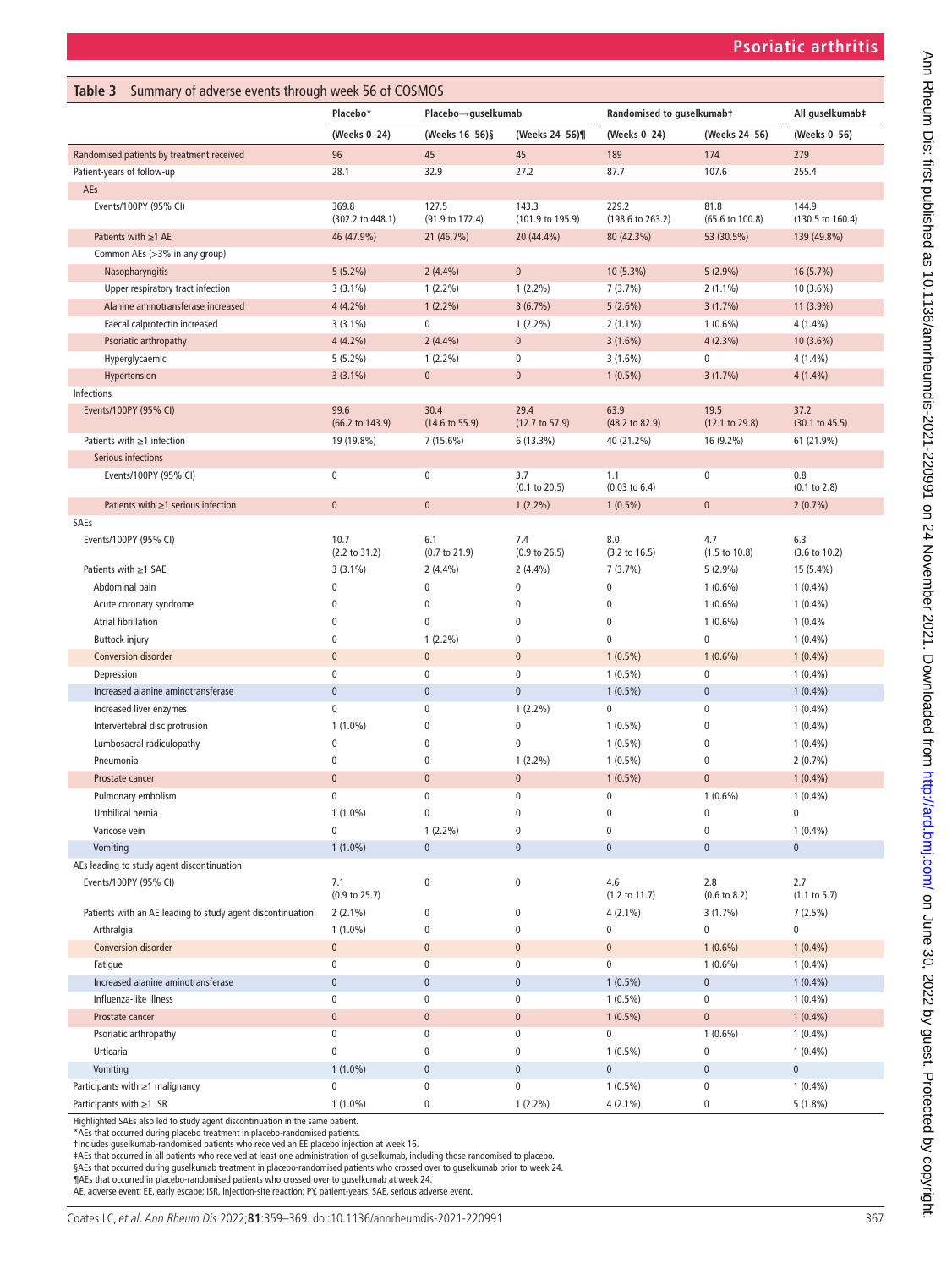**Table 3** Summary of adverse events through week 56 of COSMOS

| | Placebo* | Placebo→guselkumab | | Randomised to guselkumab† | | All guselkumab‡ |
|---|---|---|---|---|---|---|
| | (Weeks 0–24) | (Weeks 16–56)§ | (Weeks 24–56)¶ | (Weeks 0–24) | (Weeks 24–56) | (Weeks 0–56) |
| Randomised patients by treatment received | 96 | 45 | 45 | 189 | 174 | 279 |
| Patient-years of follow-up | 28.1 | 32.9 | 27.2 | 87.7 | 107.6 | 255.4 |
| AEs | | | | | | |
| Events/100PY (95% CI) | 369.8 (302.2 to 448.1) | 127.5 (91.9 to 172.4) | 143.3 (101.9 to 195.9) | 229.2 (198.6 to 263.2) | 81.8 (65.6 to 100.8) | 144.9 (130.5 to 160.4) |
| Patients with ≥1 AE | 46 (47.9%) | 21 (46.7%) | 20 (44.4%) | 80 (42.3%) | 53 (30.5%) | 139 (49.8%) |
| Common AEs (>3% in any group) | | | | | | |
| Nasopharyngitis | 5 (5.2%) | 2 (4.4%) | 0 | 10 (5.3%) | 5 (2.9%) | 16 (5.7%) |
| Upper respiratory tract infection | 3 (3.1%) | 1 (2.2%) | 1 (2.2%) | 7 (3.7%) | 2 (1.1%) | 10 (3.6%) |
| Alanine aminotransferase increased | 4 (4.2%) | 1 (2.2%) | 3 (6.7%) | 5 (2.6%) | 3 (1.7%) | 11 (3.9%) |
| Faecal calprotectin increased | 3 (3.1%) | 0 | 1 (2.2%) | 2 (1.1%) | 1 (0.6%) | 4 (1.4%) |
| Psoriatic arthropathy | 4 (4.2%) | 2 (4.4%) | 0 | 3 (1.6%) | 4 (2.3%) | 10 (3.6%) |
| Hyperglycaemic | 5 (5.2%) | 1 (2.2%) | 0 | 3 (1.6%) | 0 | 4 (1.4%) |
| Hypertension | 3 (3.1%) | 0 | 0 | 1 (0.5%) | 3 (1.7%) | 4 (1.4%) |
| Infections | | | | | | |
| Events/100PY (95% CI) | 99.6 (66.2 to 143.9) | 30.4 (14.6 to 55.9) | 29.4 (12.7 to 57.9) | 63.9 (48.2 to 82.9) | 19.5 (12.1 to 29.8) | 37.2 (30.1 to 45.5) |
| Patients with ≥1 infection | 19 (19.8%) | 7 (15.6%) | 6 (13.3%) | 40 (21.2%) | 16 (9.2%) | 61 (21.9%) |
| Serious infections | | | | | | |
| Events/100PY (95% CI) | 0 | 0 | 3.7 (0.1 to 20.5) | 1.1 (0.03 to 6.4) | 0 | 0.8 (0.1 to 2.8) |
| Patients with ≥1 serious infection | 0 | 0 | 1 (2.2%) | 1 (0.5%) | 0 | 2 (0.7%) |
| SAEs | | | | | | |
| Events/100PY (95% CI) | 10.7 (2.2 to 31.2) | 6.1 (0.7 to 21.9) | 7.4 (0.9 to 26.5) | 8.0 (3.2 to 16.5) | 4.7 (1.5 to 10.8) | 6.3 (3.6 to 10.2) |
| Patients with ≥1 SAE | 3 (3.1%) | 2 (4.4%) | 2 (4.4%) | 7 (3.7%) | 5 (2.9%) | 15 (5.4%) |
| Abdominal pain | 0 | 0 | 0 | 0 | 1 (0.6%) | 1 (0.4%) |
| Acute coronary syndrome | 0 | 0 | 0 | 0 | 1 (0.6%) | 1 (0.4%) |
| Atrial fibrillation | 0 | 0 | 0 | 0 | 1 (0.6%) | 1 (0.4% |
| Buttock injury | 0 | 1 (2.2%) | 0 | 0 | 0 | 1 (0.4%) |
| Conversion disorder | 0 | 0 | 0 | 1 (0.5%) | 1 (0.6%) | 1 (0.4%) |
| Depression | 0 | 0 | 0 | 1 (0.5%) | 0 | 1 (0.4%) |
| Increased alanine aminotransferase | 0 | 0 | 0 | 1 (0.5%) | 0 | 1 (0.4%) |
| Increased liver enzymes | 0 | 0 | 1 (2.2%) | 0 | 0 | 1 (0.4%) |
| Intervertebral disc protrusion | 1 (1.0%) | 0 | 0 | 1 (0.5%) | 0 | 1 (0.4%) |
| Lumbosacral radiculopathy | 0 | 0 | 0 | 1 (0.5%) | 0 | 1 (0.4%) |
| Pneumonia | 0 | 0 | 1 (2.2%) | 1 (0.5%) | 0 | 2 (0.7%) |
| Prostate cancer | 0 | 0 | 0 | 1 (0.5%) | 0 | 1 (0.4%) |
| Pulmonary embolism | 0 | 0 | 0 | 0 | 1 (0.6%) | 1 (0.4%) |
| Umbilical hernia | 1 (1.0%) | 0 | 0 | 0 | 0 | 0 |
| Varicose vein | 0 | 1 (2.2%) | 0 | 0 | 0 | 1 (0.4%) |
| Vomiting | 1 (1.0%) | 0 | 0 | 0 | 0 | 0 |
| AEs leading to study agent discontinuation | | | | | | |
| Events/100PY (95% CI) | 7.1 (0.9 to 25.7) | 0 | 0 | 4.6 (1.2 to 11.7) | 2.8 (0.6 to 8.2) | 2.7 (1.1 to 5.7) |
| Patients with an AE leading to study agent discontinuation | 2 (2.1%) | 0 | 0 | 4 (2.1%) | 3 (1.7%) | 7 (2.5%) |
| Arthralgia | 1 (1.0%) | 0 | 0 | 0 | 0 | 0 |
| Conversion disorder | 0 | 0 | 0 | 0 | 1 (0.6%) | 1 (0.4%) |
| Fatigue | 0 | 0 | 0 | 0 | 1 (0.6%) | 1 (0.4%) |
| Increased alanine aminotransferase | 0 | 0 | 0 | 1 (0.5%) | 0 | 1 (0.4%) |
| Influenza-like illness | 0 | 0 | 0 | 1 (0.5%) | 0 | 1 (0.4%) |
| Prostate cancer | 0 | 0 | 0 | 1 (0.5%) | 0 | 1 (0.4%) |
| Psoriatic arthropathy | 0 | 0 | 0 | 0 | 1 (0.6%) | 1 (0.4%) |
| Urticaria | 0 | 0 | 0 | 1 (0.5%) | 0 | 1 (0.4%) |
| Vomiting | 1 (1.0%) | 0 | 0 | 0 | 0 | 0 |
| Participants with ≥1 malignancy | 0 | 0 | 0 | 1 (0.5%) | 0 | 1 (0.4%) |
| Participants with ≥1 ISR | 1 (1.0%) | 0 | 1 (2.2%) | 4 (2.1%) | 0 | 5 (1.8%) |

Highlighted SAEs also led to study agent discontinuation in the same patient.
*AEs that occurred during placebo treatment in placebo-randomised patients.
†Includes guselkumab-randomised patients who received an EE placebo injection at week 16.
‡AEs that occurred in all patients who received at least one administration of guselkumab, including those randomised to placebo.
§AEs that occurred during guselkumab treatment in placebo-randomised patients who crossed over to guselkumab prior to week 24.
¶AEs that occurred in placebo-randomised patients who crossed over to guselkumab at week 24.
AE, adverse event; EE, early escape; ISR, injection-site reaction; PY, patient-years; SAE, serious adverse event.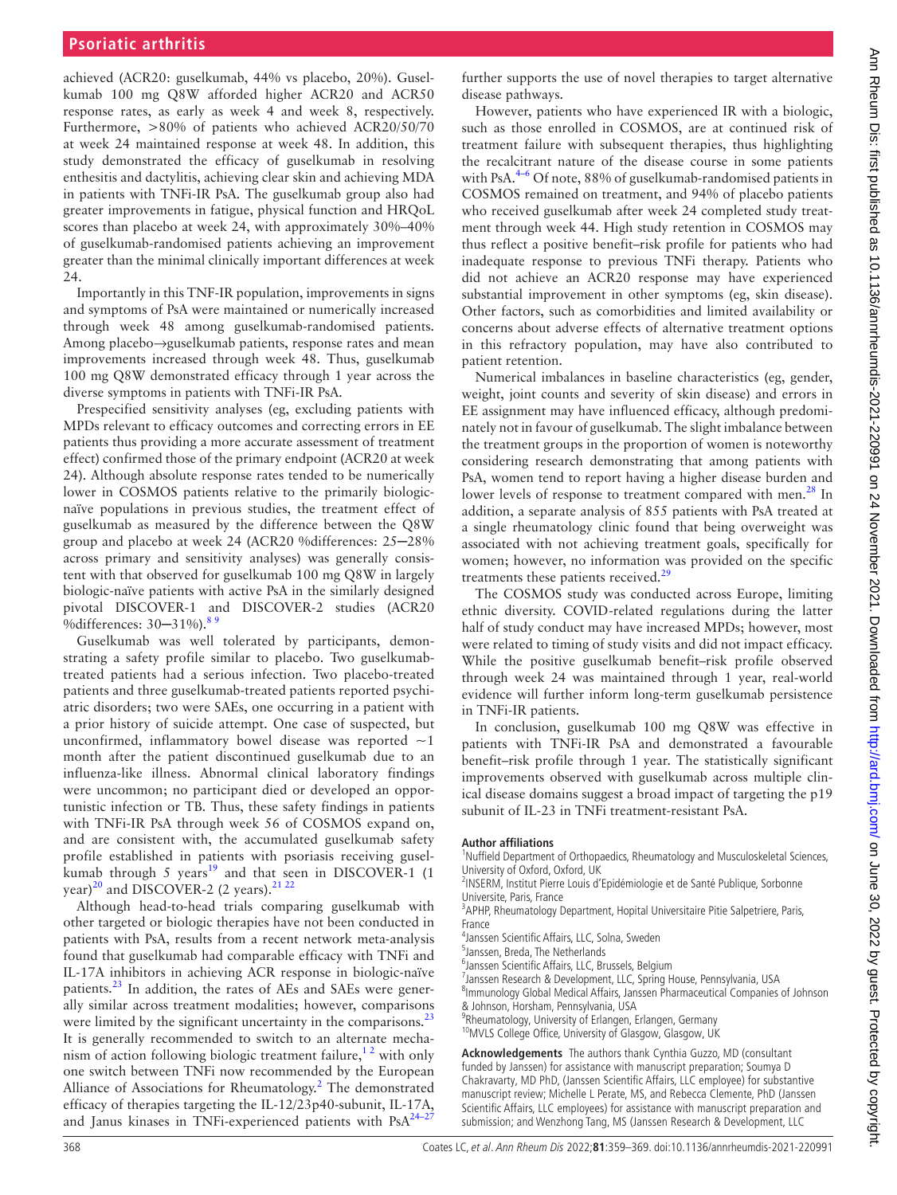achieved (ACR20: guselkumab, 44% vs placebo, 20%). Guselkumab 100 mg Q8W afforded higher ACR20 and ACR50 response rates, as early as week 4 and week 8, respectively. Furthermore, >80% of patients who achieved ACR20/50/70 at week 24 maintained response at week 48. In addition, this study demonstrated the efficacy of guselkumab in resolving enthesitis and dactylitis, achieving clear skin and achieving MDA in patients with TNFi-IR PsA. The guselkumab group also had greater improvements in fatigue, physical function and HRQoL scores than placebo at week 24, with approximately 30%–40% of guselkumab-randomised patients achieving an improvement greater than the minimal clinically important differences at week 24.

Importantly in this TNF-IR population, improvements in signs and symptoms of PsA were maintained or numerically increased through week 48 among guselkumab-randomised patients. Among placebo→guselkumab patients, response rates and mean improvements increased through week 48. Thus, guselkumab 100 mg Q8W demonstrated efficacy through 1 year across the diverse symptoms in patients with TNFi-IR PsA.

Prespecified sensitivity analyses (eg, excluding patients with MPDs relevant to efficacy outcomes and correcting errors in EE patients thus providing a more accurate assessment of treatment effect) confirmed those of the primary endpoint (ACR20 at week 24). Although absolute response rates tended to be numerically lower in COSMOS patients relative to the primarily biologic-naïve populations in previous studies, the treatment effect of guselkumab as measured by the difference between the Q8W group and placebo at week 24 (ACR20 %differences: 25–28% across primary and sensitivity analyses) was generally consistent with that observed for guselkumab 100 mg Q8W in largely biologic-naïve patients with active PsA in the similarly designed pivotal DISCOVER-1 and DISCOVER-2 studies (ACR20 %differences: 30–31%).[8 9]

Guselkumab was well tolerated by participants, demonstrating a safety profile similar to placebo. Two guselkumab-treated patients had a serious infection. Two placebo-treated patients and three guselkumab-treated patients reported psychiatric disorders; two were SAEs, one occurring in a patient with a prior history of suicide attempt. One case of suspected, but unconfirmed, inflammatory bowel disease was reported ~1 month after the patient discontinued guselkumab due to an influenza-like illness. Abnormal clinical laboratory findings were uncommon; no participant died or developed an opportunistic infection or TB. Thus, these safety findings in patients with TNFi-IR PsA through week 56 of COSMOS expand on, and are consistent with, the accumulated guselkumab safety profile established in patients with psoriasis receiving guselkumab through 5 years[19] and that seen in DISCOVER-1 (1 year)[20] and DISCOVER-2 (2 years).[21 22]

Although head-to-head trials comparing guselkumab with other targeted or biologic therapies have not been conducted in patients with PsA, results from a recent network meta-analysis found that guselkumab had comparable efficacy with TNFi and IL-17A inhibitors in achieving ACR response in biologic-naïve patients.[23] In addition, the rates of AEs and SAEs were generally similar across treatment modalities; however, comparisons were limited by the significant uncertainty in the comparisons.[23] It is generally recommended to switch to an alternate mechanism of action following biologic treatment failure,[1 2] with only one switch between TNFi now recommended by the European Alliance of Associations for Rheumatology.[2] The demonstrated efficacy of therapies targeting the IL-12/23p40-subunit, IL-17A, and Janus kinases in TNFi-experienced patients with PsA[24–27] further supports the use of novel therapies to target alternative disease pathways.

However, patients who have experienced IR with a biologic, such as those enrolled in COSMOS, are at continued risk of treatment failure with subsequent therapies, thus highlighting the recalcitrant nature of the disease course in some patients with PsA.[4–6] Of note, 88% of guselkumab-randomised patients in COSMOS remained on treatment, and 94% of placebo patients who received guselkumab after week 24 completed study treatment through week 44. High study retention in COSMOS may thus reflect a positive benefit–risk profile for patients who had inadequate response to previous TNFi therapy. Patients who did not achieve an ACR20 response may have experienced substantial improvement in other symptoms (eg, skin disease). Other factors, such as comorbidities and limited availability or concerns about adverse effects of alternative treatment options in this refractory population, may have also contributed to patient retention.

Numerical imbalances in baseline characteristics (eg, gender, weight, joint counts and severity of skin disease) and errors in EE assignment may have influenced efficacy, although predominately not in favour of guselkumab. The slight imbalance between the treatment groups in the proportion of women is noteworthy considering research demonstrating that among patients with PsA, women tend to report having a higher disease burden and lower levels of response to treatment compared with men.[28] In addition, a separate analysis of 855 patients with PsA treated at a single rheumatology clinic found that being overweight was associated with not achieving treatment goals, specifically for women; however, no information was provided on the specific treatments these patients received.[29]

The COSMOS study was conducted across Europe, limiting ethnic diversity. COVID-related regulations during the latter half of study conduct may have increased MPDs; however, most were related to timing of study visits and did not impact efficacy. While the positive guselkumab benefit–risk profile observed through week 24 was maintained through 1 year, real-world evidence will further inform long-term guselkumab persistence in TNFi-IR patients.

In conclusion, guselkumab 100 mg Q8W was effective in patients with TNFi-IR PsA and demonstrated a favourable benefit–risk profile through 1 year. The statistically significant improvements observed with guselkumab across multiple clinical disease domains suggest a broad impact of targeting the p19 subunit of IL-23 in TNFi treatment-resistant PsA.

**Author affiliations**

[1]Nuffield Department of Orthopaedics, Rheumatology and Musculoskeletal Sciences, University of Oxford, Oxford, UK
[2]INSERM, Institut Pierre Louis d'Epidémiologie et de Santé Publique, Sorbonne Universite, Paris, France
[3]APHP, Rheumatology Department, Hopital Universitaire Pitie Salpetriere, Paris, France
[4]Janssen Scientific Affairs, LLC, Solna, Sweden
[5]Janssen, Breda, The Netherlands
[6]Janssen Scientific Affairs, LLC, Brussels, Belgium
[7]Janssen Research & Development, LLC, Spring House, Pennsylvania, USA
[8]Immunology Global Medical Affairs, Janssen Pharmaceutical Companies of Johnson & Johnson, Horsham, Pennsylvania, USA
[9]Rheumatology, University of Erlangen, Erlangen, Germany
[10]MVLS College Office, University of Glasgow, Glasgow, UK

**Acknowledgements** The authors thank Cynthia Guzzo, MD (consultant funded by Janssen) for assistance with manuscript preparation; Soumya D Chakravarty, MD PhD, (Janssen Scientific Affairs, LLC employee) for substantive manuscript review; Michelle L Perate, MS, and Rebecca Clemente, PhD (Janssen Scientific Affairs, LLC employees) for assistance with manuscript preparation and submission; and Wenzhong Tang, MS (Janssen Research & Development, LLC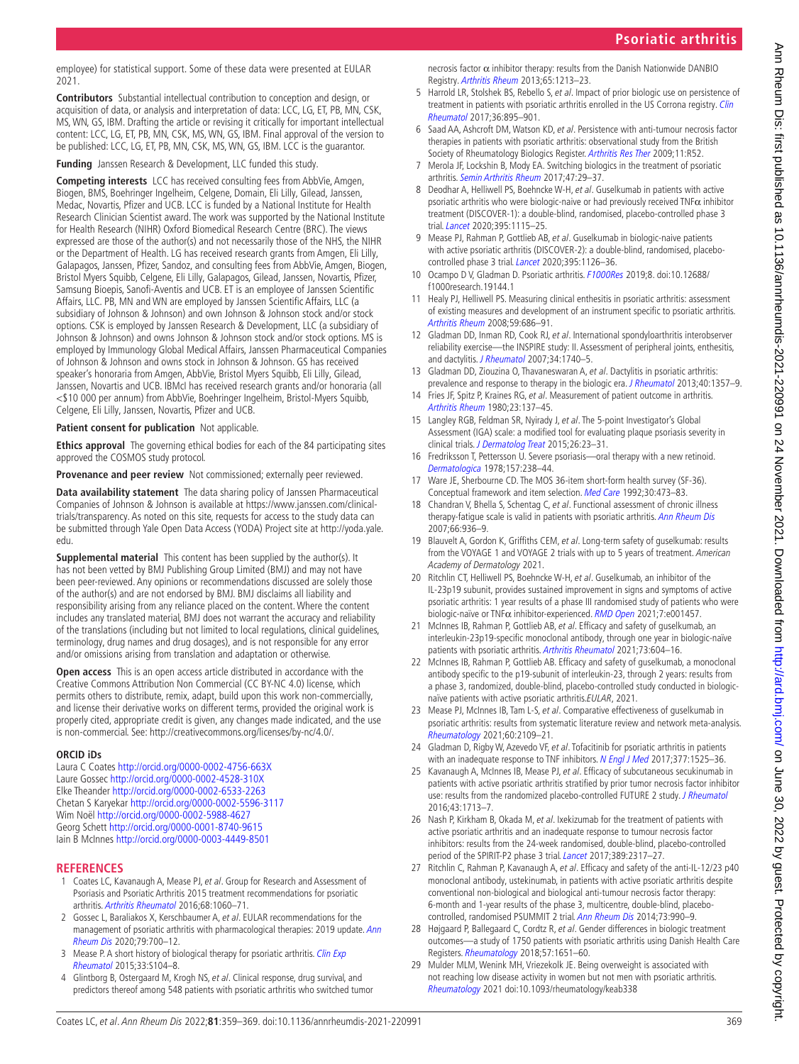employee) for statistical support. Some of these data were presented at EULAR 2021.

**Contributors** Substantial intellectual contribution to conception and design, or acquisition of data, or analysis and interpretation of data: LCC, LG, ET, PB, MN, CSK, MS, WN, GS, IBM. Drafting the article or revising it critically for important intellectual content: LCC, LG, ET, PB, MN, CSK, MS, WN, GS, IBM. Final approval of the version to be published: LCC, LG, ET, PB, MN, CSK, MS, WN, GS, IBM. LCC is the guarantor.

**Funding** Janssen Research & Development, LLC funded this study.

**Competing interests** LCC has received consulting fees from AbbVie, Amgen, Biogen, BMS, Boehringer Ingelheim, Celgene, Domain, Eli Lilly, Gilead, Janssen, Medac, Novartis, Pfizer and UCB. LCC is funded by a National Institute for Health Research Clinician Scientist award. The work was supported by the National Institute for Health Research (NIHR) Oxford Biomedical Research Centre (BRC). The views expressed are those of the author(s) and not necessarily those of the NHS, the NIHR or the Department of Health. LG has received research grants from Amgen, Eli Lilly, Galapagos, Janssen, Pfizer, Sandoz, and consulting fees from AbbVie, Amgen, Biogen, Bristol Myers Squibb, Celgene, Eli Lilly, Galapagos, Gilead, Janssen, Novartis, Pfizer, Samsung Bioepis, Sanofi-Aventis and UCB. ET is an employee of Janssen Scientific Affairs, LLC. PB, MN and WN are employed by Janssen Scientific Affairs, LLC (a subsidiary of Johnson & Johnson) and own Johnson & Johnson stock and/or stock options. CSK is employed by Janssen Research & Development, LLC (a subsidiary of Johnson & Johnson) and owns Johnson & Johnson stock and/or stock options. MS is employed by Immunology Global Medical Affairs, Janssen Pharmaceutical Companies of Johnson & Johnson and owns stock in Johnson & Johnson. GS has received speaker's honoraria from Amgen, AbbVie, Bristol Myers Squibb, Eli Lilly, Gilead, Janssen, Novartis and UCB. IBMcI has received research grants and/or honoraria (all <$10 000 per annum) from AbbVie, Boehringer Ingelheim, Bristol-Myers Squibb, Celgene, Eli Lilly, Janssen, Novartis, Pfizer and UCB.

**Patient consent for publication** Not applicable.

**Ethics approval** The governing ethical bodies for each of the 84 participating sites approved the COSMOS study protocol.

**Provenance and peer review** Not commissioned; externally peer reviewed.

**Data availability statement** The data sharing policy of Janssen Pharmaceutical Companies of Johnson & Johnson is available at https://www.janssen.com/clinical-trials/transparency. As noted on this site, requests for access to the study data can be submitted through Yale Open Data Access (YODA) Project site at http://yoda.yale.edu.

**Supplemental material** This content has been supplied by the author(s). It has not been vetted by BMJ Publishing Group Limited (BMJ) and may not have been peer-reviewed. Any opinions or recommendations discussed are solely those of the author(s) and are not endorsed by BMJ. BMJ disclaims all liability and responsibility arising from any reliance placed on the content. Where the content includes any translated material, BMJ does not warrant the accuracy and reliability of the translations (including but not limited to local regulations, clinical guidelines, terminology, drug names and drug dosages), and is not responsible for any error and/or omissions arising from translation and adaptation or otherwise.

**Open access** This is an open access article distributed in accordance with the Creative Commons Attribution Non Commercial (CC BY-NC 4.0) license, which permits others to distribute, remix, adapt, build upon this work non-commercially, and license their derivative works on different terms, provided the original work is properly cited, appropriate credit is given, any changes made indicated, and the use is non-commercial. See: http://creativecommons.org/licenses/by-nc/4.0/.

**ORCID iDs**

Laura C Coates http://orcid.org/0000-0002-4756-663X
Laure Gossec http://orcid.org/0000-0002-4528-310X
Elke Theander http://orcid.org/0000-0002-6533-2263
Chetan S Karyekar http://orcid.org/0000-0002-5596-3117
Wim Noël http://orcid.org/0000-0002-5988-4627
Georg Schett http://orcid.org/0000-0001-8740-9615
Iain B McInnes http://orcid.org/0000-0003-4449-8501

## REFERENCES

1. Coates LC, Kavanaugh A, Mease PJ, *et al*. Group for Research and Assessment of Psoriasis and Psoriatic Arthritis 2015 treatment recommendations for psoriatic arthritis. *Arthritis Rheumatol* 2016;68:1060–71.
2. Gossec L, Baraliakos X, Kerschbaumer A, *et al*. EULAR recommendations for the management of psoriatic arthritis with pharmacological therapies: 2019 update. *Ann Rheum Dis* 2020;79:700–12.
3. Mease P. A short history of biological therapy for psoriatic arthritis. *Clin Exp Rheumatol* 2015;33:S104–8.
4. Glintborg B, Ostergaard M, Krogh NS, *et al*. Clinical response, drug survival, and predictors thereof among 548 patients with psoriatic arthritis who switched tumor necrosis factor α inhibitor therapy: results from the Danish Nationwide DANBIO Registry. *Arthritis Rheum* 2013;65:1213–23.
5. Harrold LR, Stolshek BS, Rebello S, *et al*. Impact of prior biologic use on persistence of treatment in patients with psoriatic arthritis enrolled in the US Corrona registry. *Clin Rheumatol* 2017;36:895–901.
6. Saad AA, Ashcroft DM, Watson KD, *et al*. Persistence with anti-tumour necrosis factor therapies in patients with psoriatic arthritis: observational study from the British Society of Rheumatology Biologics Register. *Arthritis Res Ther* 2009;11:R52.
7. Merola JF, Lockshin B, Mody EA. Switching biologics in the treatment of psoriatic arthritis. *Semin Arthritis Rheum* 2017;47:29–37.
8. Deodhar A, Helliwell PS, Boehncke W-H, *et al*. Guselkumab in patients with active psoriatic arthritis who were biologic-naive or had previously received TNFα inhibitor treatment (DISCOVER-1): a double-blind, randomised, placebo-controlled phase 3 trial. *Lancet* 2020;395:1115–25.
9. Mease PJ, Rahman P, Gottlieb AB, *et al*. Guselkumab in biologic-naive patients with active psoriatic arthritis (DISCOVER-2): a double-blind, randomised, placebo-controlled phase 3 trial. *Lancet* 2020;395:1126–36.
10. Ocampo D V, Gladman D. Psoriatic arthritis. *F1000Res* 2019;8. doi:10.12688/f1000research.19144.1
11. Healy PJ, Helliwell PS. Measuring clinical enthesitis in psoriatic arthritis: assessment of existing measures and development of an instrument specific to psoriatic arthritis. *Arthritis Rheum* 2008;59:686–91.
12. Gladman DD, Inman RD, Cook RJ, *et al*. International spondyloarthritis interobserver reliability exercise—the INSPIRE study: II. Assessment of peripheral joints, enthesitis, and dactylitis. *J Rheumatol* 2007;34:1740–5.
13. Gladman DD, Ziouzina O, Thavaneswaran A, *et al*. Dactylitis in psoriatic arthritis: prevalence and response to therapy in the biologic era. *J Rheumatol* 2013;40:1357–9.
14. Fries JF, Spitz P, Kraines RG, *et al*. Measurement of patient outcome in arthritis. *Arthritis Rheum* 1980;23:137–45.
15. Langley RGB, Feldman SR, Nyirady J, *et al*. The 5-point Investigator's Global Assessment (IGA) scale: a modified tool for evaluating plaque psoriasis severity in clinical trials. *J Dermatolog Treat* 2015;26:23–31.
16. Fredriksson T, Pettersson U. Severe psoriasis—oral therapy with a new retinoid. *Dermatologica* 1978;157:238–44.
17. Ware JE, Sherbourne CD. The MOS 36-item short-form health survey (SF-36). Conceptual framework and item selection. *Med Care* 1992;30:473–83.
18. Chandran V, Bhella S, Schentag C, *et al*. Functional assessment of chronic illness therapy-fatigue scale is valid in patients with psoriatic arthritis. *Ann Rheum Dis* 2007;66:936–9.
19. Blauvelt A, Gordon K, Griffiths CEM, *et al*. Long-term safety of guselkumab: results from the VOYAGE 1 and VOYAGE 2 trials with up to 5 years of treatment. *American Academy of Dermatology* 2021.
20. Ritchlin CT, Helliwell PS, Boehncke W-H, *et al*. Guselkumab, an inhibitor of the IL-23p19 subunit, provides sustained improvement in signs and symptoms of active psoriatic arthritis: 1 year results of a phase III randomised study of patients who were biologic-naïve or TNFα inhibitor-experienced. *RMD Open* 2021;7:e001457.
21. McInnes IB, Rahman P, Gottlieb AB, *et al*. Efficacy and safety of guselkumab, an interleukin-23p19-specific monoclonal antibody, through one year in biologic-naïve patients with psoriatic arthritis. *Arthritis Rheumatol* 2021;73:604–16.
22. McInnes IB, Rahman P, Gottlieb AB. Efficacy and safety of guselkumab, a monoclonal antibody specific to the p19-subunit of interleukin-23, through 2 years: results from a phase 3, randomized, double-blind, placebo-controlled study conducted in biologic-naïve patients with active psoriatic arthritis.*EULAR*, 2021.
23. Mease PJ, McInnes IB, Tam L-S, *et al*. Comparative effectiveness of guselkumab in psoriatic arthritis: results from systematic literature review and network meta-analysis. *Rheumatology* 2021;60:2109–21.
24. Gladman D, Rigby W, Azevedo VF, *et al*. Tofacitinib for psoriatic arthritis in patients with an inadequate response to TNF inhibitors. *N Engl J Med* 2017;377:1525–36.
25. Kavanaugh A, McInnes IB, Mease PJ, *et al*. Efficacy of subcutaneous secukinumab in patients with active psoriatic arthritis stratified by prior tumor necrosis factor inhibitor use: results from the randomized placebo-controlled FUTURE 2 study. *J Rheumatol* 2016;43:1713–7.
26. Nash P, Kirkham B, Okada M, *et al*. Ixekizumab for the treatment of patients with active psoriatic arthritis and an inadequate response to tumour necrosis factor inhibitors: results from the 24-week randomised, double-blind, placebo-controlled period of the SPIRIT-P2 phase 3 trial. *Lancet* 2017;389:2317–27.
27. Ritchlin C, Rahman P, Kavanaugh A, *et al*. Efficacy and safety of the anti-IL-12/23 p40 monoclonal antibody, ustekinumab, in patients with active psoriatic arthritis despite conventional non-biological and biological anti-tumour necrosis factor therapy: 6-month and 1-year results of the phase 3, multicentre, double-blind, placebo-controlled, randomised PSUMMIT 2 trial. *Ann Rheum Dis* 2014;73:990–9.
28. Højgaard P, Ballegaard C, Cordtz R, *et al*. Gender differences in biologic treatment outcomes—a study of 1750 patients with psoriatic arthritis using Danish Health Care Registers. *Rheumatology* 2018;57:1651–60.
29. Mulder MLM, Wenink MH, Vriezekolk JE. Being overweight is associated with not reaching low disease activity in women but not men with psoriatic arthritis. *Rheumatology* 2021 doi:10.1093/rheumatology/keab338